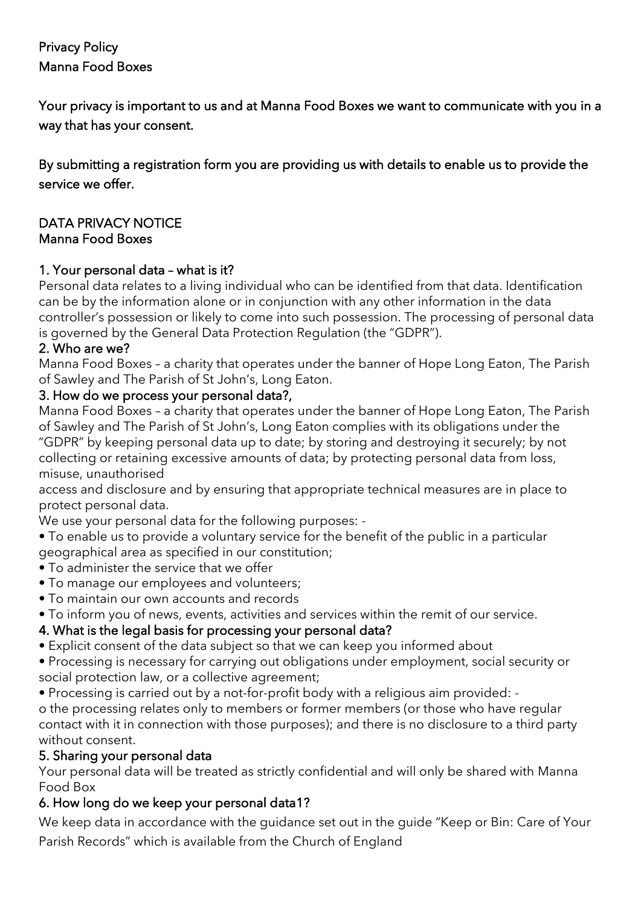**Privacy Policy**
**Manna Food Boxes**

**Your privacy is important to us and at Manna Food Boxes we want to communicate with you in a way that has your consent.**

**By submitting a registration form you are providing us with details to enable us to provide the service we offer.**

## DATA PRIVACY NOTICE
## Manna Food Boxes

### 1. Your personal data – what is it?

Personal data relates to a living individual who can be identified from that data. Identification can be by the information alone or in conjunction with any other information in the data controller's possession or likely to come into such possession. The processing of personal data is governed by the General Data Protection Regulation (the "GDPR").

### 2. Who are we?

Manna Food Boxes – a charity that operates under the banner of Hope Long Eaton, The Parish of Sawley and The Parish of St John's, Long Eaton.

### 3. How do we process your personal data?,

Manna Food Boxes – a charity that operates under the banner of Hope Long Eaton, The Parish of Sawley and The Parish of St John's, Long Eaton complies with its obligations under the "GDPR" by keeping personal data up to date; by storing and destroying it securely; by not collecting or retaining excessive amounts of data; by protecting personal data from loss, misuse, unauthorised access and disclosure and by ensuring that appropriate technical measures are in place to protect personal data.

We use your personal data for the following purposes: -

- To enable us to provide a voluntary service for the benefit of the public in a particular geographical area as specified in our constitution;
- To administer the service that we offer
- To manage our employees and volunteers;
- To maintain our own accounts and records
- To inform you of news, events, activities and services within the remit of our service.

### 4. What is the legal basis for processing your personal data?

- Explicit consent of the data subject so that we can keep you informed about
- Processing is necessary for carrying out obligations under employment, social security or social protection law, or a collective agreement;
- Processing is carried out by a not-for-profit body with a religious aim provided: -
  - o the processing relates only to members or former members (or those who have regular contact with it in connection with those purposes); and there is no disclosure to a third party without consent.

### 5. Sharing your personal data

Your personal data will be treated as strictly confidential and will only be shared with Manna Food Box

### 6. How long do we keep your personal data1?

We keep data in accordance with the guidance set out in the guide "Keep or Bin: Care of Your Parish Records" which is available from the Church of England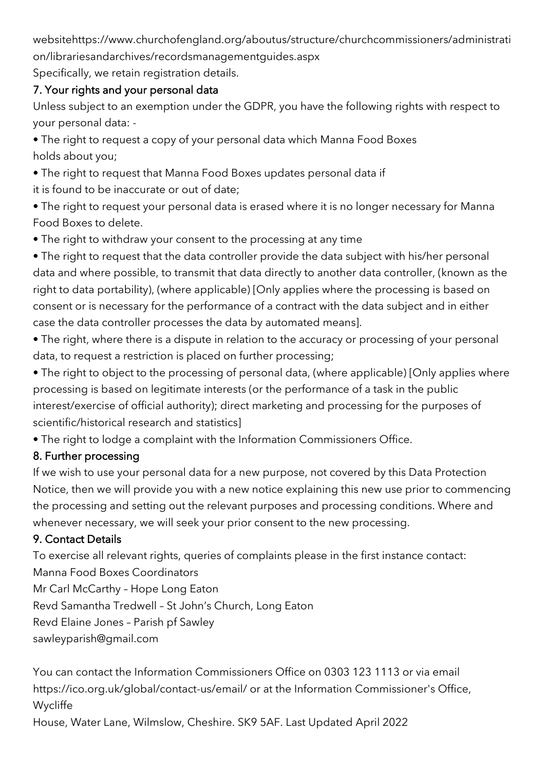websitehttps://www.churchofengland.org/aboutus/structure/churchcommissioners/administration/librariesandarchives/recordsmanagementguides.aspx
Specifically, we retain registration details.

## 7. Your rights and your personal data

Unless subject to an exemption under the GDPR, you have the following rights with respect to your personal data: -

- The right to request a copy of your personal data which Manna Food Boxes holds about you;
- The right to request that Manna Food Boxes updates personal data if it is found to be inaccurate or out of date;
- The right to request your personal data is erased where it is no longer necessary for Manna Food Boxes to delete.
- The right to withdraw your consent to the processing at any time
- The right to request that the data controller provide the data subject with his/her personal data and where possible, to transmit that data directly to another data controller, (known as the right to data portability), (where applicable) [Only applies where the processing is based on consent or is necessary for the performance of a contract with the data subject and in either case the data controller processes the data by automated means].
- The right, where there is a dispute in relation to the accuracy or processing of your personal data, to request a restriction is placed on further processing;
- The right to object to the processing of personal data, (where applicable) [Only applies where processing is based on legitimate interests (or the performance of a task in the public interest/exercise of official authority); direct marketing and processing for the purposes of scientific/historical research and statistics]
- The right to lodge a complaint with the Information Commissioners Office.

## 8. Further processing

If we wish to use your personal data for a new purpose, not covered by this Data Protection Notice, then we will provide you with a new notice explaining this new use prior to commencing the processing and setting out the relevant purposes and processing conditions. Where and whenever necessary, we will seek your prior consent to the new processing.

## 9. Contact Details

To exercise all relevant rights, queries of complaints please in the first instance contact:
Manna Food Boxes Coordinators
Mr Carl McCarthy – Hope Long Eaton
Revd Samantha Tredwell – St John's Church, Long Eaton
Revd Elaine Jones – Parish pf Sawley
sawleyparish@gmail.com

You can contact the Information Commissioners Office on 0303 123 1113 or via email https://ico.org.uk/global/contact-us/email/ or at the Information Commissioner's Office, Wycliffe
House, Water Lane, Wilmslow, Cheshire. SK9 5AF. Last Updated April 2022